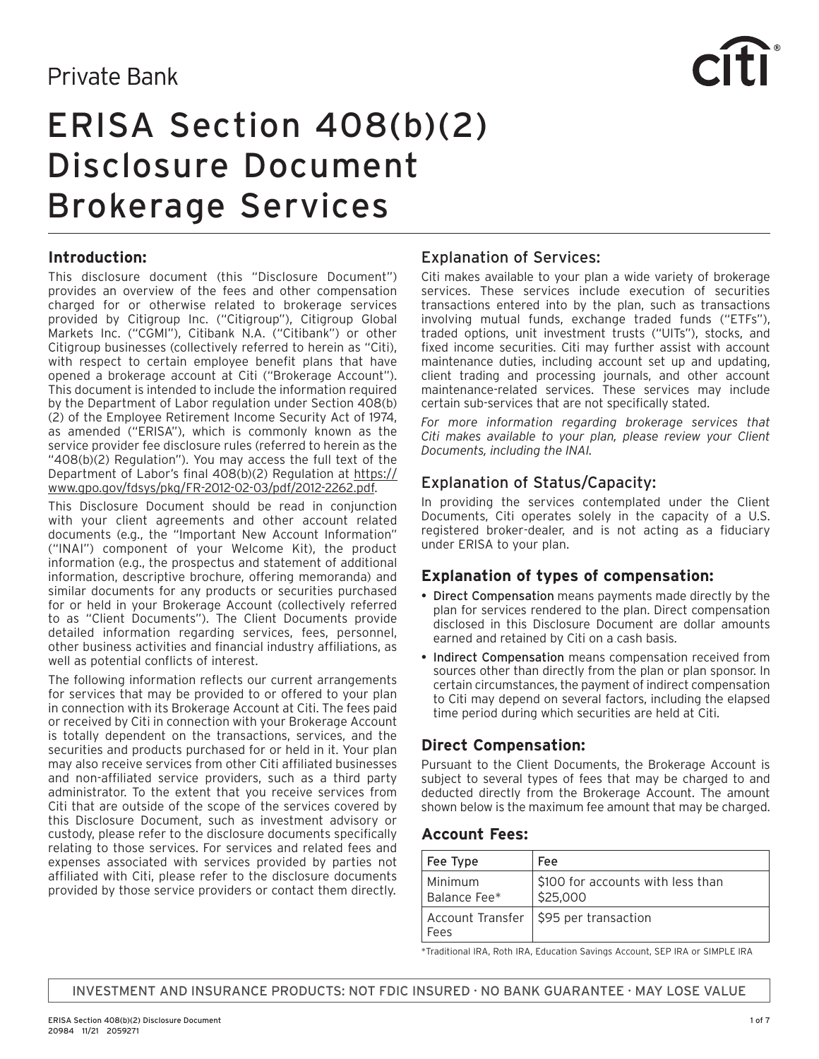Private Bank

# ERISA Section 408(b)(2) Disclosure Document Brokerage Services

## Introduction:

This disclosure document (this "Disclosure Document") provides an overview of the fees and other compensation charged for or otherwise related to brokerage services provided by Citigroup Inc. ("Citigroup"), Citigroup Global Markets Inc. ("CGMI"), Citibank N.A. ("Citibank") or other Citigroup businesses (collectively referred to herein as "Citi"), with respect to certain employee benefit plans that have opened a brokerage account at Citi ("Brokerage Account"). This document is intended to include the information required by the Department of Labor regulation under Section 408(b)(2) of the Employee Retirement Income Security Act of 1974, as amended ("ERISA"), which is commonly known as the service provider fee disclosure rules (referred to herein as the "408(b)(2) Regulation"). You may access the full text of the Department of Labor's final 408(b)(2) Regulation at https://www.gpo.gov/fdsys/pkg/FR-2012-02-03/pdf/2012-2262.pdf.

This Disclosure Document should be read in conjunction with your client agreements and other account related documents (e.g., the "Important New Account Information" ("INAI") component of your Welcome Kit), the product information (e.g., the prospectus and statement of additional information, descriptive brochure, offering memoranda) and similar documents for any products or securities purchased for or held in your Brokerage Account (collectively referred to as "Client Documents"). The Client Documents provide detailed information regarding services, fees, personnel, other business activities and financial industry affiliations, as well as potential conflicts of interest.

The following information reflects our current arrangements for services that may be provided to or offered to your plan in connection with its Brokerage Account at Citi. The fees paid or received by Citi in connection with your Brokerage Account is totally dependent on the transactions, services, and the securities and products purchased for or held in it. Your plan may also receive services from other Citi affiliated businesses and non-affiliated service providers, such as a third party administrator. To the extent that you receive services from Citi that are outside of the scope of the services covered by this Disclosure Document, such as investment advisory or custody, please refer to the disclosure documents specifically relating to those services. For services and related fees and expenses associated with services provided by parties not affiliated with Citi, please refer to the disclosure documents provided by those service providers or contact them directly.

## Explanation of Services:

Citi makes available to your plan a wide variety of brokerage services. These services include execution of securities transactions entered into by the plan, such as transactions involving mutual funds, exchange traded funds ("ETFs"), traded options, unit investment trusts ("UITs"), stocks, and fixed income securities. Citi may further assist with account maintenance duties, including account set up and updating, client trading and processing journals, and other account maintenance-related services. These services may include certain sub-services that are not specifically stated.

*For more information regarding brokerage services that Citi makes available to your plan, please review your Client Documents, including the INAI.*

## Explanation of Status/Capacity:

In providing the services contemplated under the Client Documents, Citi operates solely in the capacity of a U.S. registered broker-dealer, and is not acting as a fiduciary under ERISA to your plan.

## Explanation of types of compensation:

- Direct Compensation means payments made directly by the plan for services rendered to the plan. Direct compensation disclosed in this Disclosure Document are dollar amounts earned and retained by Citi on a cash basis.
- Indirect Compensation means compensation received from sources other than directly from the plan or plan sponsor. In certain circumstances, the payment of indirect compensation to Citi may depend on several factors, including the elapsed time period during which securities are held at Citi.

## Direct Compensation:

Pursuant to the Client Documents, the Brokerage Account is subject to several types of fees that may be charged to and deducted directly from the Brokerage Account. The amount shown below is the maximum fee amount that may be charged.

## Account Fees:

| Fee Type | Fee |
|---|---|
| Minimum Balance Fee* | $100 for accounts with less than $25,000 |
| Account Transfer Fees | $95 per transaction |

*Traditional IRA, Roth IRA, Education Savings Account, SEP IRA or SIMPLE IRA

INVESTMENT AND INSURANCE PRODUCTS: NOT FDIC INSURED · NO BANK GUARANTEE · MAY LOSE VALUE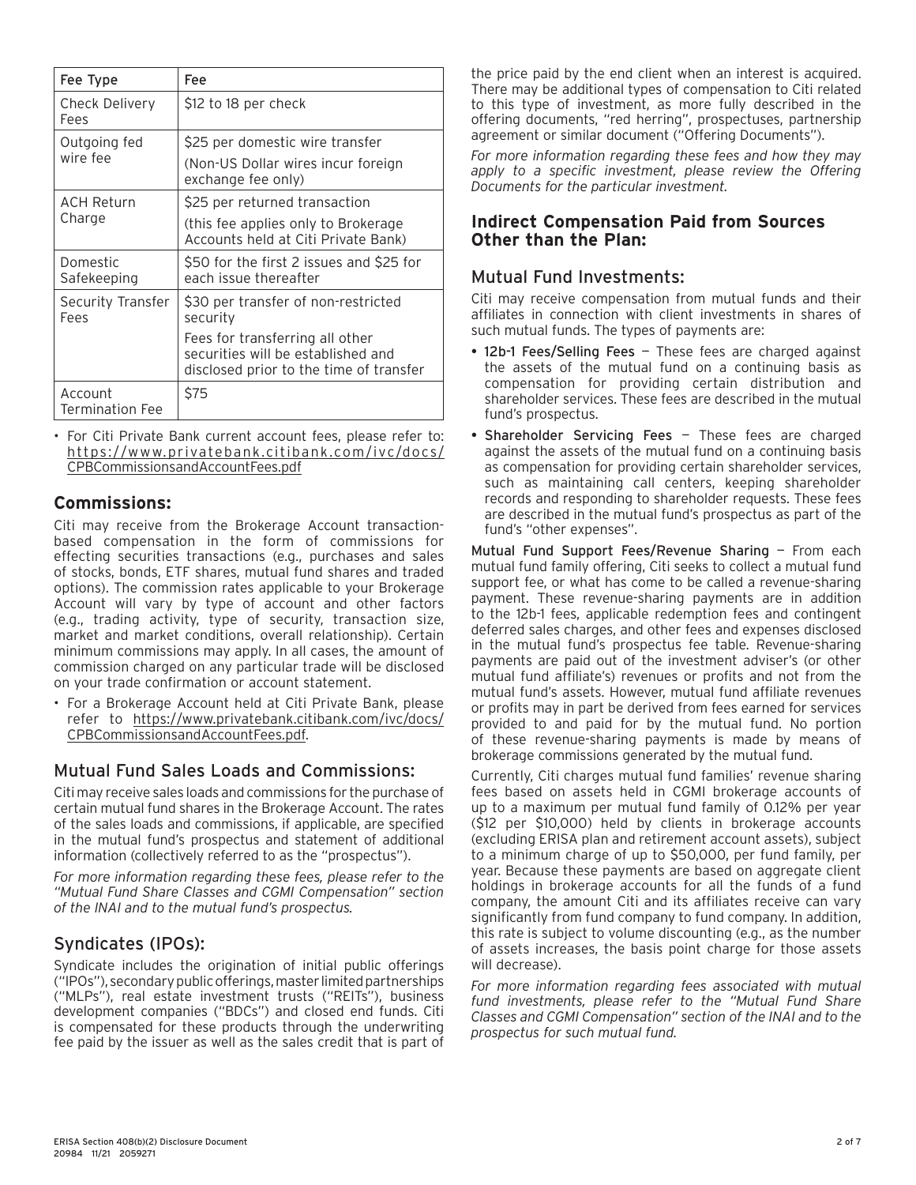| Fee Type | Fee |
|---|---|
| Check Delivery Fees | $12 to 18 per check |
| Outgoing fed wire fee | $25 per domestic wire transfer<br>(Non-US Dollar wires incur foreign exchange fee only) |
| ACH Return Charge | $25 per returned transaction<br>(this fee applies only to Brokerage Accounts held at Citi Private Bank) |
| Domestic Safekeeping | $50 for the first 2 issues and $25 for each issue thereafter |
| Security Transfer Fees | $30 per transfer of non-restricted security<br>Fees for transferring all other securities will be established and disclosed prior to the time of transfer |
| Account Termination Fee | $75 |

- For Citi Private Bank current account fees, please refer to: https://www.privatebank.citibank.com/ivc/docs/CPBCommissionsandAccountFees.pdf

## Commissions:

Citi may receive from the Brokerage Account transaction-based compensation in the form of commissions for effecting securities transactions (e.g., purchases and sales of stocks, bonds, ETF shares, mutual fund shares and traded options). The commission rates applicable to your Brokerage Account will vary by type of account and other factors (e.g., trading activity, type of security, transaction size, market and market conditions, overall relationship). Certain minimum commissions may apply. In all cases, the amount of commission charged on any particular trade will be disclosed on your trade confirmation or account statement.

- For a Brokerage Account held at Citi Private Bank, please refer to https://www.privatebank.citibank.com/ivc/docs/CPBCommissionsandAccountFees.pdf.

### Mutual Fund Sales Loads and Commissions:

Citi may receive sales loads and commissions for the purchase of certain mutual fund shares in the Brokerage Account. The rates of the sales loads and commissions, if applicable, are specified in the mutual fund's prospectus and statement of additional information (collectively referred to as the "prospectus").

*For more information regarding these fees, please refer to the "Mutual Fund Share Classes and CGMI Compensation" section of the INAI and to the mutual fund's prospectus.*

### Syndicates (IPOs):

Syndicate includes the origination of initial public offerings ("IPOs"), secondary public offerings, master limited partnerships ("MLPs"), real estate investment trusts ("REITs"), business development companies ("BDCs") and closed end funds. Citi is compensated for these products through the underwriting fee paid by the issuer as well as the sales credit that is part of the price paid by the end client when an interest is acquired. There may be additional types of compensation to Citi related to this type of investment, as more fully described in the offering documents, "red herring", prospectuses, partnership agreement or similar document ("Offering Documents").

*For more information regarding these fees and how they may apply to a specific investment, please review the Offering Documents for the particular investment.*

## Indirect Compensation Paid from Sources Other than the Plan:

### Mutual Fund Investments:

Citi may receive compensation from mutual funds and their affiliates in connection with client investments in shares of such mutual funds. The types of payments are:

- 12b-1 Fees/Selling Fees — These fees are charged against the assets of the mutual fund on a continuing basis as compensation for providing certain distribution and shareholder services. These fees are described in the mutual fund's prospectus.
- Shareholder Servicing Fees — These fees are charged against the assets of the mutual fund on a continuing basis as compensation for providing certain shareholder services, such as maintaining call centers, keeping shareholder records and responding to shareholder requests. These fees are described in the mutual fund's prospectus as part of the fund's "other expenses".

Mutual Fund Support Fees/Revenue Sharing — From each mutual fund family offering, Citi seeks to collect a mutual fund support fee, or what has come to be called a revenue-sharing payment. These revenue-sharing payments are in addition to the 12b-1 fees, applicable redemption fees and contingent deferred sales charges, and other fees and expenses disclosed in the mutual fund's prospectus fee table. Revenue-sharing payments are paid out of the investment adviser's (or other mutual fund affiliate's) revenues or profits and not from the mutual fund's assets. However, mutual fund affiliate revenues or profits may in part be derived from fees earned for services provided to and paid for by the mutual fund. No portion of these revenue-sharing payments is made by means of brokerage commissions generated by the mutual fund.

Currently, Citi charges mutual fund families' revenue sharing fees based on assets held in CGMI brokerage accounts of up to a maximum per mutual fund family of 0.12% per year ($12 per $10,000) held by clients in brokerage accounts (excluding ERISA plan and retirement account assets), subject to a minimum charge of up to $50,000, per fund family, per year. Because these payments are based on aggregate client holdings in brokerage accounts for all the funds of a fund company, the amount Citi and its affiliates receive can vary significantly from fund company to fund company. In addition, this rate is subject to volume discounting (e.g., as the number of assets increases, the basis point charge for those assets will decrease).

*For more information regarding fees associated with mutual fund investments, please refer to the "Mutual Fund Share Classes and CGMI Compensation" section of the INAI and to the prospectus for such mutual fund.*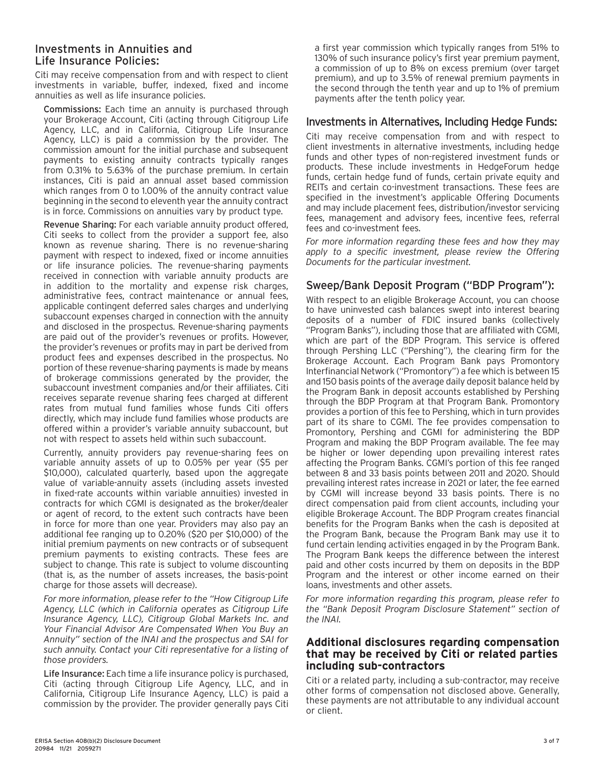## Investments in Annuities and Life Insurance Policies:

Citi may receive compensation from and with respect to client investments in variable, buffer, indexed, fixed and income annuities as well as life insurance policies.

**Commissions:** Each time an annuity is purchased through your Brokerage Account, Citi (acting through Citigroup Life Agency, LLC, and in California, Citigroup Life Insurance Agency, LLC) is paid a commission by the provider. The commission amount for the initial purchase and subsequent payments to existing annuity contracts typically ranges from 0.31% to 5.63% of the purchase premium. In certain instances, Citi is paid an annual asset based commission which ranges from 0 to 1.00% of the annuity contract value beginning in the second to eleventh year the annuity contract is in force. Commissions on annuities vary by product type.

**Revenue Sharing:** For each variable annuity product offered, Citi seeks to collect from the provider a support fee, also known as revenue sharing. There is no revenue-sharing payment with respect to indexed, fixed or income annuities or life insurance policies. The revenue-sharing payments received in connection with variable annuity products are in addition to the mortality and expense risk charges, administrative fees, contract maintenance or annual fees, applicable contingent deferred sales charges and underlying subaccount expenses charged in connection with the annuity and disclosed in the prospectus. Revenue-sharing payments are paid out of the provider's revenues or profits. However, the provider's revenues or profits may in part be derived from product fees and expenses described in the prospectus. No portion of these revenue-sharing payments is made by means of brokerage commissions generated by the provider, the subaccount investment companies and/or their affiliates. Citi receives separate revenue sharing fees charged at different rates from mutual fund families whose funds Citi offers directly, which may include fund families whose products are offered within a provider's variable annuity subaccount, but not with respect to assets held within such subaccount.

Currently, annuity providers pay revenue-sharing fees on variable annuity assets of up to 0.05% per year ($5 per $10,000), calculated quarterly, based upon the aggregate value of variable-annuity assets (including assets invested in fixed-rate accounts within variable annuities) invested in contracts for which CGMI is designated as the broker/dealer or agent of record, to the extent such contracts have been in force for more than one year. Providers may also pay an additional fee ranging up to 0.20% ($20 per $10,000) of the initial premium payments on new contracts or of subsequent premium payments to existing contracts. These fees are subject to change. This rate is subject to volume discounting (that is, as the number of assets increases, the basis-point charge for those assets will decrease).

*For more information, please refer to the "How Citigroup Life Agency, LLC (which in California operates as Citigroup Life Insurance Agency, LLC), Citigroup Global Markets Inc. and Your Financial Advisor Are Compensated When You Buy an Annuity" section of the INAI and the prospectus and SAI for such annuity. Contact your Citi representative for a listing of those providers.*

**Life Insurance:** Each time a life insurance policy is purchased, Citi (acting through Citigroup Life Agency, LLC, and in California, Citigroup Life Insurance Agency, LLC) is paid a commission by the provider. The provider generally pays Citi a first year commission which typically ranges from 51% to 130% of such insurance policy's first year premium payment, a commission of up to 8% on excess premium (over target premium), and up to 3.5% of renewal premium payments in the second through the tenth year and up to 1% of premium payments after the tenth policy year.

## Investments in Alternatives, Including Hedge Funds:

Citi may receive compensation from and with respect to client investments in alternative investments, including hedge funds and other types of non-registered investment funds or products. These include investments in HedgeForum hedge funds, certain hedge fund of funds, certain private equity and REITs and certain co-investment transactions. These fees are specified in the investment's applicable Offering Documents and may include placement fees, distribution/investor servicing fees, management and advisory fees, incentive fees, referral fees and co-investment fees.

*For more information regarding these fees and how they may apply to a specific investment, please review the Offering Documents for the particular investment.*

## Sweep/Bank Deposit Program ("BDP Program"):

With respect to an eligible Brokerage Account, you can choose to have uninvested cash balances swept into interest bearing deposits of a number of FDIC insured banks (collectively "Program Banks"), including those that are affiliated with CGMI, which are part of the BDP Program. This service is offered through Pershing LLC ("Pershing"), the clearing firm for the Brokerage Account. Each Program Bank pays Promontory Interfinancial Network ("Promontory") a fee which is between 15 and 150 basis points of the average daily deposit balance held by the Program Bank in deposit accounts established by Pershing through the BDP Program at that Program Bank. Promontory provides a portion of this fee to Pershing, which in turn provides part of its share to CGMI. The fee provides compensation to Promontory, Pershing and CGMI for administering the BDP Program and making the BDP Program available. The fee may be higher or lower depending upon prevailing interest rates affecting the Program Banks. CGMI's portion of this fee ranged between 8 and 33 basis points between 2011 and 2020. Should prevailing interest rates increase in 2021 or later, the fee earned by CGMI will increase beyond 33 basis points. There is no direct compensation paid from client accounts, including your eligible Brokerage Account. The BDP Program creates financial benefits for the Program Banks when the cash is deposited at the Program Bank, because the Program Bank may use it to fund certain lending activities engaged in by the Program Bank. The Program Bank keeps the difference between the interest paid and other costs incurred by them on deposits in the BDP Program and the interest or other income earned on their loans, investments and other assets.

*For more information regarding this program, please refer to the "Bank Deposit Program Disclosure Statement" section of the INAI.*

### Additional disclosures regarding compensation that may be received by Citi or related parties including sub-contractors

Citi or a related party, including a sub-contractor, may receive other forms of compensation not disclosed above. Generally, these payments are not attributable to any individual account or client.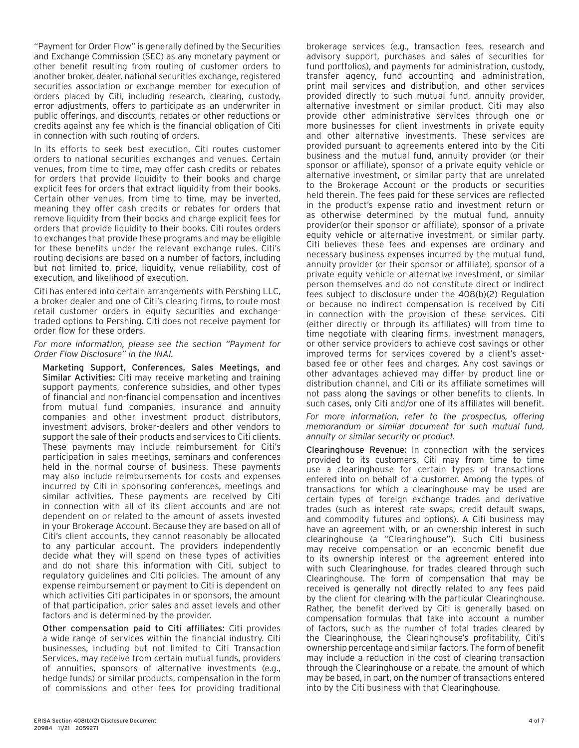"Payment for Order Flow" is generally defined by the Securities and Exchange Commission (SEC) as any monetary payment or other benefit resulting from routing of customer orders to another broker, dealer, national securities exchange, registered securities association or exchange member for execution of orders placed by Citi, including research, clearing, custody, error adjustments, offers to participate as an underwriter in public offerings, and discounts, rebates or other reductions or credits against any fee which is the financial obligation of Citi in connection with such routing of orders.

In its efforts to seek best execution, Citi routes customer orders to national securities exchanges and venues. Certain venues, from time to time, may offer cash credits or rebates for orders that provide liquidity to their books and charge explicit fees for orders that extract liquidity from their books. Certain other venues, from time to time, may be inverted, meaning they offer cash credits or rebates for orders that remove liquidity from their books and charge explicit fees for orders that provide liquidity to their books. Citi routes orders to exchanges that provide these programs and may be eligible for these benefits under the relevant exchange rules. Citi's routing decisions are based on a number of factors, including but not limited to, price, liquidity, venue reliability, cost of execution, and likelihood of execution.

Citi has entered into certain arrangements with Pershing LLC, a broker dealer and one of Citi's clearing firms, to route most retail customer orders in equity securities and exchange-traded options to Pershing. Citi does not receive payment for order flow for these orders.

*For more information, please see the section "Payment for Order Flow Disclosure" in the INAI.*

**Marketing Support, Conferences, Sales Meetings, and Similar Activities:** Citi may receive marketing and training support payments, conference subsidies, and other types of financial and non-financial compensation and incentives from mutual fund companies, insurance and annuity companies and other investment product distributors, investment advisors, broker-dealers and other vendors to support the sale of their products and services to Citi clients. These payments may include reimbursement for Citi's participation in sales meetings, seminars and conferences held in the normal course of business. These payments may also include reimbursements for costs and expenses incurred by Citi in sponsoring conferences, meetings and similar activities. These payments are received by Citi in connection with all of its client accounts and are not dependent on or related to the amount of assets invested in your Brokerage Account. Because they are based on all of Citi's client accounts, they cannot reasonably be allocated to any particular account. The providers independently decide what they will spend on these types of activities and do not share this information with Citi, subject to regulatory guidelines and Citi policies. The amount of any expense reimbursement or payment to Citi is dependent on which activities Citi participates in or sponsors, the amount of that participation, prior sales and asset levels and other factors and is determined by the provider.

**Other compensation paid to Citi affiliates:** Citi provides a wide range of services within the financial industry. Citi businesses, including but not limited to Citi Transaction Services, may receive from certain mutual funds, providers of annuities, sponsors of alternative investments (e.g., hedge funds) or similar products, compensation in the form of commissions and other fees for providing traditional brokerage services (e.g., transaction fees, research and advisory support, purchases and sales of securities for fund portfolios), and payments for administration, custody, transfer agency, fund accounting and administration, print mail services and distribution, and other services provided directly to such mutual fund, annuity provider, alternative investment or similar product. Citi may also provide other administrative services through one or more businesses for client investments in private equity and other alternative investments. These services are provided pursuant to agreements entered into by the Citi business and the mutual fund, annuity provider (or their sponsor or affiliate), sponsor of a private equity vehicle or alternative investment, or similar party that are unrelated to the Brokerage Account or the products or securities held therein. The fees paid for these services are reflected in the product's expense ratio and investment return or as otherwise determined by the mutual fund, annuity provider(or their sponsor or affiliate), sponsor of a private equity vehicle or alternative investment, or similar party. Citi believes these fees and expenses are ordinary and necessary business expenses incurred by the mutual fund, annuity provider (or their sponsor or affiliate), sponsor of a private equity vehicle or alternative investment, or similar person themselves and do not constitute direct or indirect fees subject to disclosure under the 408(b)(2) Regulation or because no indirect compensation is received by Citi in connection with the provision of these services. Citi (either directly or through its affiliates) will from time to time negotiate with clearing firms, investment managers, or other service providers to achieve cost savings or other improved terms for services covered by a client's asset-based fee or other fees and charges. Any cost savings or other advantages achieved may differ by product line or distribution channel, and Citi or its affiliate sometimes will not pass along the savings or other benefits to clients. In such cases, only Citi and/or one of its affiliates will benefit.

*For more information, refer to the prospectus, offering memorandum or similar document for such mutual fund, annuity or similar security or product.*

**Clearinghouse Revenue:** In connection with the services provided to its customers, Citi may from time to time use a clearinghouse for certain types of transactions entered into on behalf of a customer. Among the types of transactions for which a clearinghouse may be used are certain types of foreign exchange trades and derivative trades (such as interest rate swaps, credit default swaps, and commodity futures and options). A Citi business may have an agreement with, or an ownership interest in such clearinghouse (a "Clearinghouse"). Such Citi business may receive compensation or an economic benefit due to its ownership interest or the agreement entered into with such Clearinghouse, for trades cleared through such Clearinghouse. The form of compensation that may be received is generally not directly related to any fees paid by the client for clearing with the particular Clearinghouse. Rather, the benefit derived by Citi is generally based on compensation formulas that take into account a number of factors, such as the number of total trades cleared by the Clearinghouse, the Clearinghouse's profitability, Citi's ownership percentage and similar factors. The form of benefit may include a reduction in the cost of clearing transaction through the Clearinghouse or a rebate, the amount of which may be based, in part, on the number of transactions entered into by the Citi business with that Clearinghouse.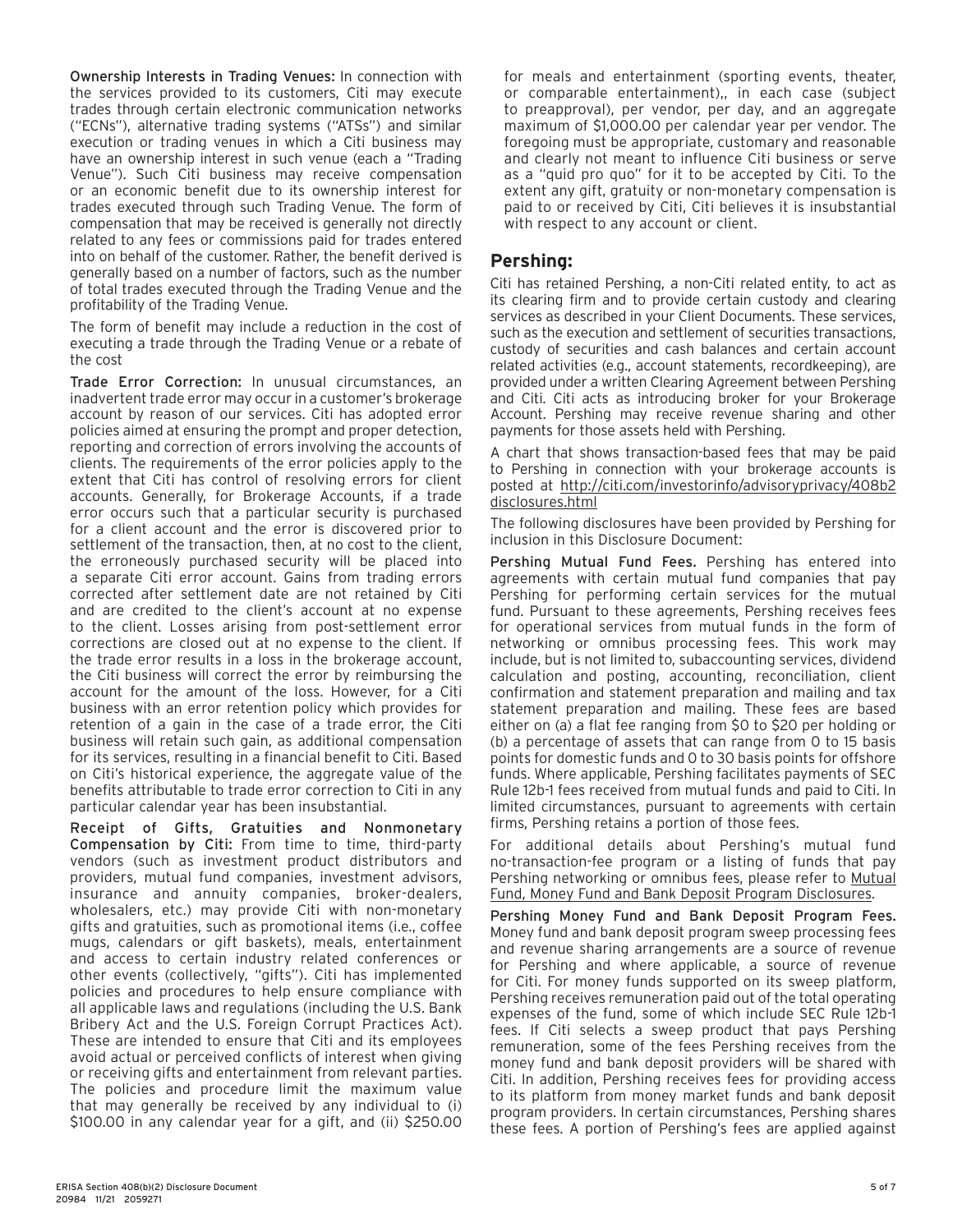**Ownership Interests in Trading Venues:** In connection with the services provided to its customers, Citi may execute trades through certain electronic communication networks ("ECNs"), alternative trading systems ("ATSs") and similar execution or trading venues in which a Citi business may have an ownership interest in such venue (each a "Trading Venue"). Such Citi business may receive compensation or an economic benefit due to its ownership interest for trades executed through such Trading Venue. The form of compensation that may be received is generally not directly related to any fees or commissions paid for trades entered into on behalf of the customer. Rather, the benefit derived is generally based on a number of factors, such as the number of total trades executed through the Trading Venue and the profitability of the Trading Venue.

The form of benefit may include a reduction in the cost of executing a trade through the Trading Venue or a rebate of the cost

**Trade Error Correction:** In unusual circumstances, an inadvertent trade error may occur in a customer's brokerage account by reason of our services. Citi has adopted error policies aimed at ensuring the prompt and proper detection, reporting and correction of errors involving the accounts of clients. The requirements of the error policies apply to the extent that Citi has control of resolving errors for client accounts. Generally, for Brokerage Accounts, if a trade error occurs such that a particular security is purchased for a client account and the error is discovered prior to settlement of the transaction, then, at no cost to the client, the erroneously purchased security will be placed into a separate Citi error account. Gains from trading errors corrected after settlement date are not retained by Citi and are credited to the client's account at no expense to the client. Losses arising from post-settlement error corrections are closed out at no expense to the client. If the trade error results in a loss in the brokerage account, the Citi business will correct the error by reimbursing the account for the amount of the loss. However, for a Citi business with an error retention policy which provides for retention of a gain in the case of a trade error, the Citi business will retain such gain, as additional compensation for its services, resulting in a financial benefit to Citi. Based on Citi's historical experience, the aggregate value of the benefits attributable to trade error correction to Citi in any particular calendar year has been insubstantial.

**Receipt of Gifts, Gratuities and Nonmonetary Compensation by Citi:** From time to time, third-party vendors (such as investment product distributors and providers, mutual fund companies, investment advisors, insurance and annuity companies, broker-dealers, wholesalers, etc.) may provide Citi with non-monetary gifts and gratuities, such as promotional items (i.e., coffee mugs, calendars or gift baskets), meals, entertainment and access to certain industry related conferences or other events (collectively, "gifts"). Citi has implemented policies and procedures to help ensure compliance with all applicable laws and regulations (including the U.S. Bank Bribery Act and the U.S. Foreign Corrupt Practices Act). These are intended to ensure that Citi and its employees avoid actual or perceived conflicts of interest when giving or receiving gifts and entertainment from relevant parties. The policies and procedure limit the maximum value that may generally be received by any individual to (i) $100.00 in any calendar year for a gift, and (ii) $250.00 for meals and entertainment (sporting events, theater, or comparable entertainment),, in each case (subject to preapproval), per vendor, per day, and an aggregate maximum of $1,000.00 per calendar year per vendor. The foregoing must be appropriate, customary and reasonable and clearly not meant to influence Citi business or serve as a "quid pro quo" for it to be accepted by Citi. To the extent any gift, gratuity or non-monetary compensation is paid to or received by Citi, Citi believes it is insubstantial with respect to any account or client.

## Pershing:

Citi has retained Pershing, a non-Citi related entity, to act as its clearing firm and to provide certain custody and clearing services as described in your Client Documents. These services, such as the execution and settlement of securities transactions, custody of securities and cash balances and certain account related activities (e.g., account statements, recordkeeping), are provided under a written Clearing Agreement between Pershing and Citi. Citi acts as introducing broker for your Brokerage Account. Pershing may receive revenue sharing and other payments for those assets held with Pershing.

A chart that shows transaction-based fees that may be paid to Pershing in connection with your brokerage accounts is posted at http://citi.com/investorinfo/advisoryprivacy/408b2disclosures.html

The following disclosures have been provided by Pershing for inclusion in this Disclosure Document:

**Pershing Mutual Fund Fees.** Pershing has entered into agreements with certain mutual fund companies that pay Pershing for performing certain services for the mutual fund. Pursuant to these agreements, Pershing receives fees for operational services from mutual funds in the form of networking or omnibus processing fees. This work may include, but is not limited to, subaccounting services, dividend calculation and posting, accounting, reconciliation, client confirmation and statement preparation and mailing and tax statement preparation and mailing. These fees are based either on (a) a flat fee ranging from $0 to $20 per holding or (b) a percentage of assets that can range from 0 to 15 basis points for domestic funds and 0 to 30 basis points for offshore funds. Where applicable, Pershing facilitates payments of SEC Rule 12b-1 fees received from mutual funds and paid to Citi. In limited circumstances, pursuant to agreements with certain firms, Pershing retains a portion of those fees.

For additional details about Pershing's mutual fund no-transaction-fee program or a listing of funds that pay Pershing networking or omnibus fees, please refer to Mutual Fund, Money Fund and Bank Deposit Program Disclosures.

**Pershing Money Fund and Bank Deposit Program Fees.** Money fund and bank deposit program sweep processing fees and revenue sharing arrangements are a source of revenue for Pershing and where applicable, a source of revenue for Citi. For money funds supported on its sweep platform, Pershing receives remuneration paid out of the total operating expenses of the fund, some of which include SEC Rule 12b-1 fees. If Citi selects a sweep product that pays Pershing remuneration, some of the fees Pershing receives from the money fund and bank deposit providers will be shared with Citi. In addition, Pershing receives fees for providing access to its platform from money market funds and bank deposit program providers. In certain circumstances, Pershing shares these fees. A portion of Pershing's fees are applied against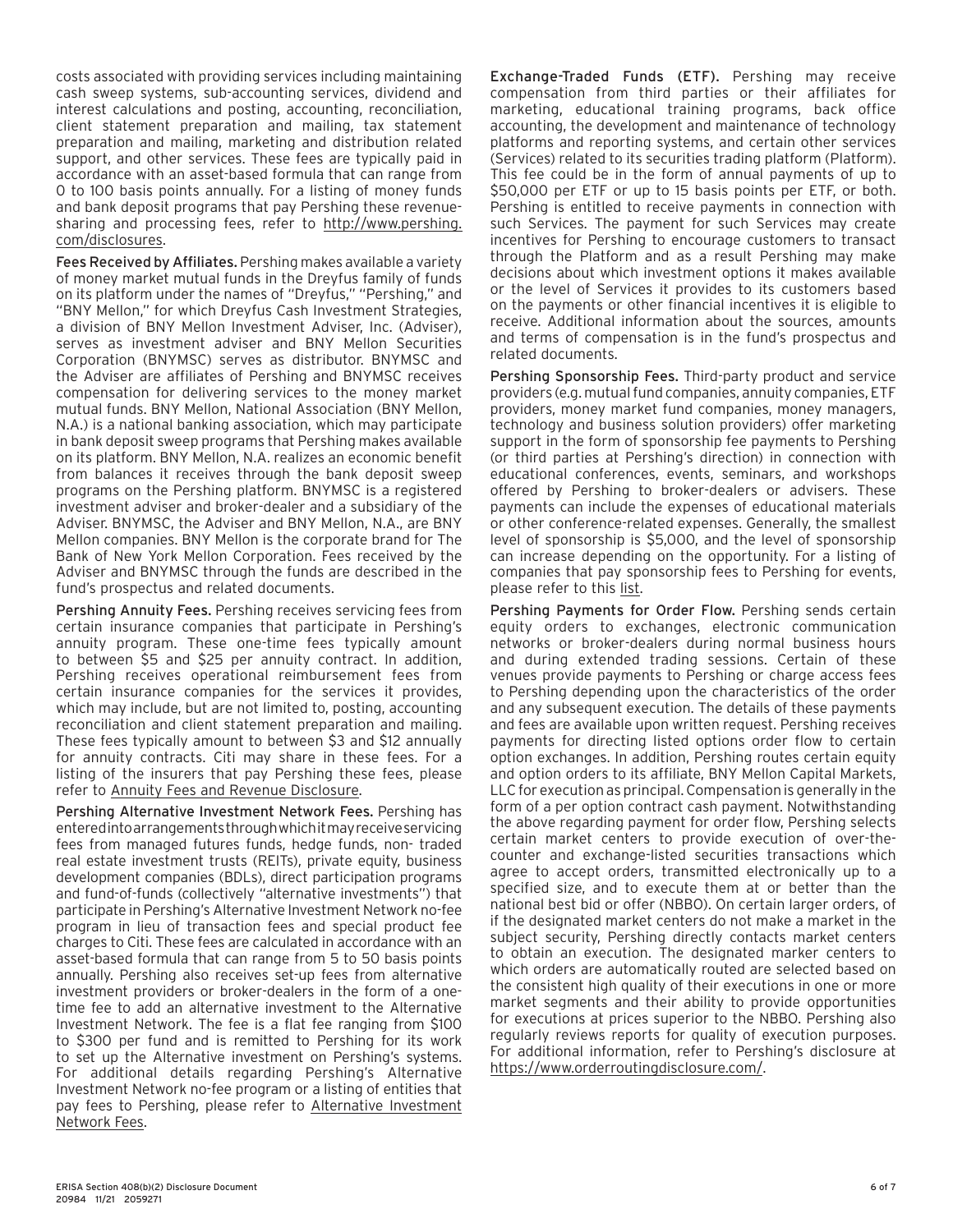costs associated with providing services including maintaining cash sweep systems, sub-accounting services, dividend and interest calculations and posting, accounting, reconciliation, client statement preparation and mailing, tax statement preparation and mailing, marketing and distribution related support, and other services. These fees are typically paid in accordance with an asset-based formula that can range from 0 to 100 basis points annually. For a listing of money funds and bank deposit programs that pay Pershing these revenue-sharing and processing fees, refer to http://www.pershing.com/disclosures.

**Fees Received by Affiliates.** Pershing makes available a variety of money market mutual funds in the Dreyfus family of funds on its platform under the names of "Dreyfus," "Pershing," and "BNY Mellon," for which Dreyfus Cash Investment Strategies, a division of BNY Mellon Investment Adviser, Inc. (Adviser), serves as investment adviser and BNY Mellon Securities Corporation (BNYMSC) serves as distributor. BNYMSC and the Adviser are affiliates of Pershing and BNYMSC receives compensation for delivering services to the money market mutual funds. BNY Mellon, National Association (BNY Mellon, N.A.) is a national banking association, which may participate in bank deposit sweep programs that Pershing makes available on its platform. BNY Mellon, N.A. realizes an economic benefit from balances it receives through the bank deposit sweep programs on the Pershing platform. BNYMSC is a registered investment adviser and broker-dealer and a subsidiary of the Adviser. BNYMSC, the Adviser and BNY Mellon, N.A., are BNY Mellon companies. BNY Mellon is the corporate brand for The Bank of New York Mellon Corporation. Fees received by the Adviser and BNYMSC through the funds are described in the fund's prospectus and related documents.

**Pershing Annuity Fees.** Pershing receives servicing fees from certain insurance companies that participate in Pershing's annuity program. These one-time fees typically amount to between $5 and $25 per annuity contract. In addition, Pershing receives operational reimbursement fees from certain insurance companies for the services it provides, which may include, but are not limited to, posting, accounting reconciliation and client statement preparation and mailing. These fees typically amount to between $3 and $12 annually for annuity contracts. Citi may share in these fees. For a listing of the insurers that pay Pershing these fees, please refer to Annuity Fees and Revenue Disclosure.

**Pershing Alternative Investment Network Fees.** Pershing has entered into arrangements through which it may receive servicing fees from managed futures funds, hedge funds, non- traded real estate investment trusts (REITs), private equity, business development companies (BDLs), direct participation programs and fund-of-funds (collectively "alternative investments") that participate in Pershing's Alternative Investment Network no-fee program in lieu of transaction fees and special product fee charges to Citi. These fees are calculated in accordance with an asset-based formula that can range from 5 to 50 basis points annually. Pershing also receives set-up fees from alternative investment providers or broker-dealers in the form of a one-time fee to add an alternative investment to the Alternative Investment Network. The fee is a flat fee ranging from $100 to $300 per fund and is remitted to Pershing for its work to set up the Alternative investment on Pershing's systems. For additional details regarding Pershing's Alternative Investment Network no-fee program or a listing of entities that pay fees to Pershing, please refer to Alternative Investment Network Fees.

**Exchange-Traded Funds (ETF).** Pershing may receive compensation from third parties or their affiliates for marketing, educational training programs, back office accounting, the development and maintenance of technology platforms and reporting systems, and certain other services (Services) related to its securities trading platform (Platform). This fee could be in the form of annual payments of up to $50,000 per ETF or up to 15 basis points per ETF, or both. Pershing is entitled to receive payments in connection with such Services. The payment for such Services may create incentives for Pershing to encourage customers to transact through the Platform and as a result Pershing may make decisions about which investment options it makes available or the level of Services it provides to its customers based on the payments or other financial incentives it is eligible to receive. Additional information about the sources, amounts and terms of compensation is in the fund's prospectus and related documents.

**Pershing Sponsorship Fees.** Third-party product and service providers (e.g. mutual fund companies, annuity companies, ETF providers, money market fund companies, money managers, technology and business solution providers) offer marketing support in the form of sponsorship fee payments to Pershing (or third parties at Pershing's direction) in connection with educational conferences, events, seminars, and workshops offered by Pershing to broker-dealers or advisers. These payments can include the expenses of educational materials or other conference-related expenses. Generally, the smallest level of sponsorship is $5,000, and the level of sponsorship can increase depending on the opportunity. For a listing of companies that pay sponsorship fees to Pershing for events, please refer to this list.

**Pershing Payments for Order Flow.** Pershing sends certain equity orders to exchanges, electronic communication networks or broker-dealers during normal business hours and during extended trading sessions. Certain of these venues provide payments to Pershing or charge access fees to Pershing depending upon the characteristics of the order and any subsequent execution. The details of these payments and fees are available upon written request. Pershing receives payments for directing listed options order flow to certain option exchanges. In addition, Pershing routes certain equity and option orders to its affiliate, BNY Mellon Capital Markets, LLC for execution as principal. Compensation is generally in the form of a per option contract cash payment. Notwithstanding the above regarding payment for order flow, Pershing selects certain market centers to provide execution of over-the-counter and exchange-listed securities transactions which agree to accept orders, transmitted electronically up to a specified size, and to execute them at or better than the national best bid or offer (NBBO). On certain larger orders, of if the designated market centers do not make a market in the subject security, Pershing directly contacts market centers to obtain an execution. The designated marker centers to which orders are automatically routed are selected based on the consistent high quality of their executions in one or more market segments and their ability to provide opportunities for executions at prices superior to the NBBO. Pershing also regularly reviews reports for quality of execution purposes. For additional information, refer to Pershing's disclosure at https://www.orderroutingdisclosure.com/.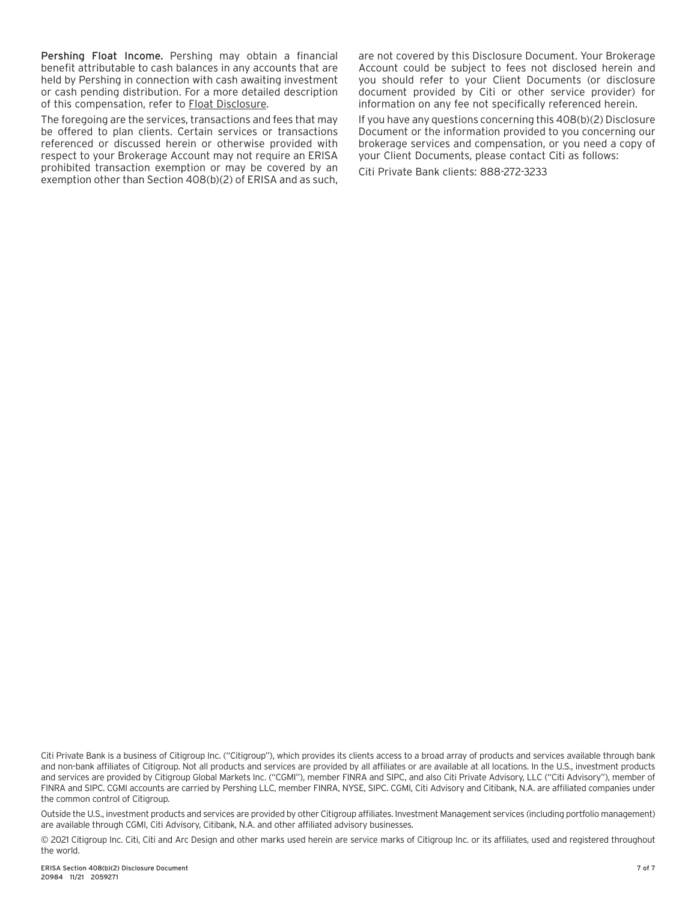**Pershing Float Income.** Pershing may obtain a financial benefit attributable to cash balances in any accounts that are held by Pershing in connection with cash awaiting investment or cash pending distribution. For a more detailed description of this compensation, refer to Float Disclosure.

The foregoing are the services, transactions and fees that may be offered to plan clients. Certain services or transactions referenced or discussed herein or otherwise provided with respect to your Brokerage Account may not require an ERISA prohibited transaction exemption or may be covered by an exemption other than Section 408(b)(2) of ERISA and as such, are not covered by this Disclosure Document. Your Brokerage Account could be subject to fees not disclosed herein and you should refer to your Client Documents (or disclosure document provided by Citi or other service provider) for information on any fee not specifically referenced herein.

If you have any questions concerning this 408(b)(2) Disclosure Document or the information provided to you concerning our brokerage services and compensation, or you need a copy of your Client Documents, please contact Citi as follows:

Citi Private Bank clients: 888-272-3233

Citi Private Bank is a business of Citigroup Inc. (''Citigroup''), which provides its clients access to a broad array of products and services available through bank and non-bank affiliates of Citigroup. Not all products and services are provided by all affiliates or are available at all locations. In the U.S., investment products and services are provided by Citigroup Global Markets Inc. (''CGMI''), member FINRA and SIPC, and also Citi Private Advisory, LLC (''Citi Advisory''), member of FINRA and SIPC. CGMI accounts are carried by Pershing LLC, member FINRA, NYSE, SIPC. CGMI, Citi Advisory and Citibank, N.A. are affiliated companies under the common control of Citigroup.

Outside the U.S., investment products and services are provided by other Citigroup affiliates. Investment Management services (including portfolio management) are available through CGMI, Citi Advisory, Citibank, N.A. and other affiliated advisory businesses.

© 2021 Citigroup Inc. Citi, Citi and Arc Design and other marks used herein are service marks of Citigroup Inc. or its affiliates, used and registered throughout the world.

20984 11/21 2059271